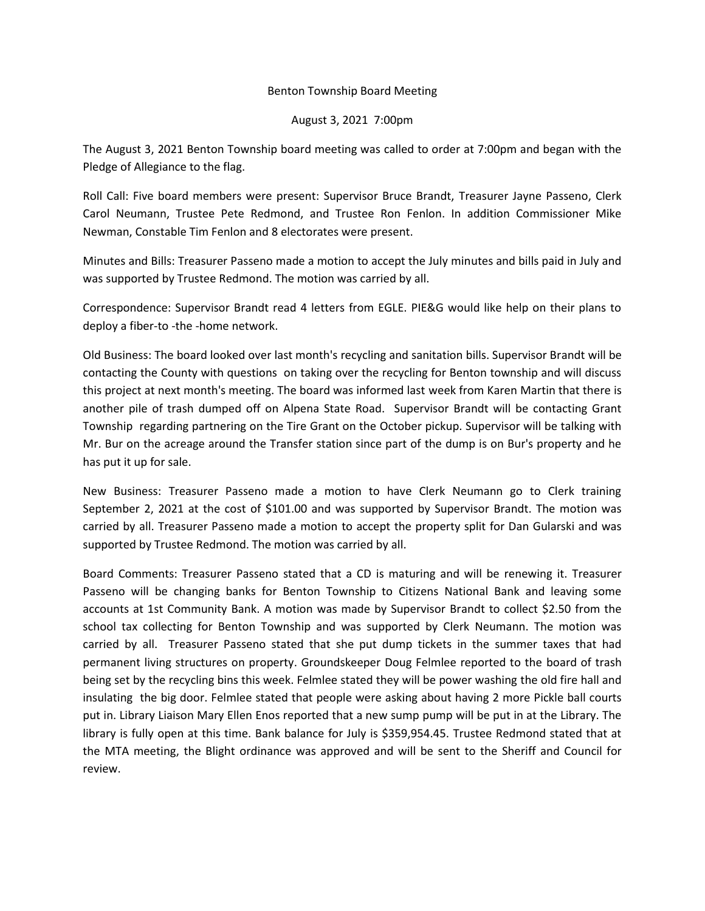# Benton Township Board Meeting

August 3, 2021 7:00pm

The August 3, 2021 Benton Township board meeting was called to order at 7:00pm and began with the Pledge of Allegiance to the flag.

Roll Call: Five board members were present: Supervisor Bruce Brandt, Treasurer Jayne Passeno, Clerk Carol Neumann, Trustee Pete Redmond, and Trustee Ron Fenlon. In addition Commissioner Mike Newman, Constable Tim Fenlon and 8 electorates were present.

Minutes and Bills: Treasurer Passeno made a motion to accept the July minutes and bills paid in July and was supported by Trustee Redmond. The motion was carried by all.

Correspondence: Supervisor Brandt read 4 letters from EGLE. PIE&G would like help on their plans to deploy a fiber-to -the -home network.

Old Business: The board looked over last month's recycling and sanitation bills. Supervisor Brandt will be contacting the County with questions on taking over the recycling for Benton township and will discuss this project at next month's meeting. The board was informed last week from Karen Martin that there is another pile of trash dumped off on Alpena State Road. Supervisor Brandt will be contacting Grant Township regarding partnering on the Tire Grant on the October pickup. Supervisor will be talking with Mr. Bur on the acreage around the Transfer station since part of the dump is on Bur's property and he has put it up for sale.

New Business: Treasurer Passeno made a motion to have Clerk Neumann go to Clerk training September 2, 2021 at the cost of $101.00 and was supported by Supervisor Brandt. The motion was carried by all. Treasurer Passeno made a motion to accept the property split for Dan Gularski and was supported by Trustee Redmond. The motion was carried by all.

Board Comments: Treasurer Passeno stated that a CD is maturing and will be renewing it. Treasurer Passeno will be changing banks for Benton Township to Citizens National Bank and leaving some accounts at 1st Community Bank. A motion was made by Supervisor Brandt to collect $2.50 from the school tax collecting for Benton Township and was supported by Clerk Neumann. The motion was carried by all. Treasurer Passeno stated that she put dump tickets in the summer taxes that had permanent living structures on property. Groundskeeper Doug Felmlee reported to the board of trash being set by the recycling bins this week. Felmlee stated they will be power washing the old fire hall and insulating the big door. Felmlee stated that people were asking about having 2 more Pickle ball courts put in. Library Liaison Mary Ellen Enos reported that a new sump pump will be put in at the Library. The library is fully open at this time. Bank balance for July is $359,954.45. Trustee Redmond stated that at the MTA meeting, the Blight ordinance was approved and will be sent to the Sheriff and Council for review.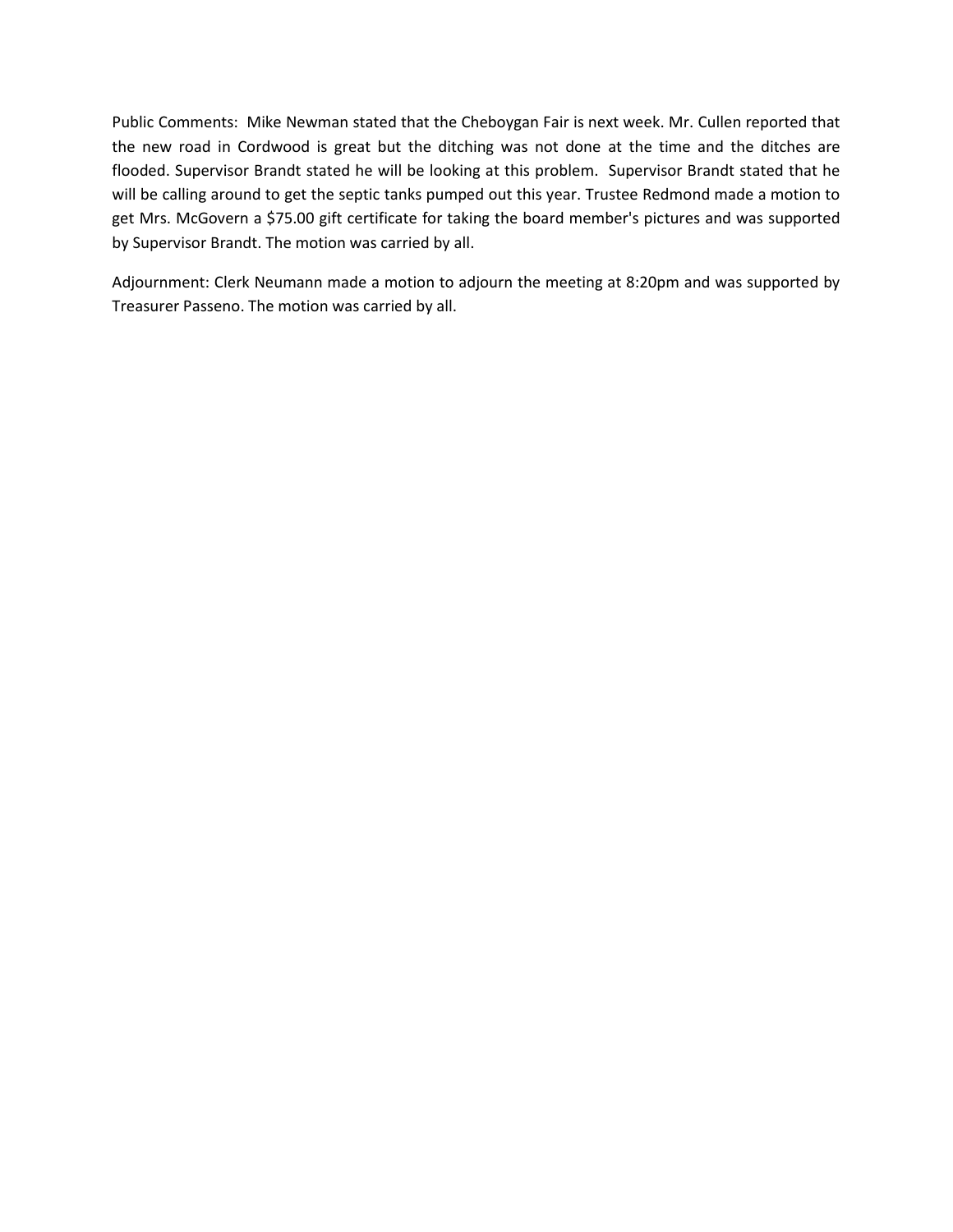Public Comments: Mike Newman stated that the Cheboygan Fair is next week. Mr. Cullen reported that the new road in Cordwood is great but the ditching was not done at the time and the ditches are flooded. Supervisor Brandt stated he will be looking at this problem. Supervisor Brandt stated that he will be calling around to get the septic tanks pumped out this year. Trustee Redmond made a motion to get Mrs. McGovern a $75.00 gift certificate for taking the board member's pictures and was supported by Supervisor Brandt. The motion was carried by all.

Adjournment: Clerk Neumann made a motion to adjourn the meeting at 8:20pm and was supported by Treasurer Passeno. The motion was carried by all.